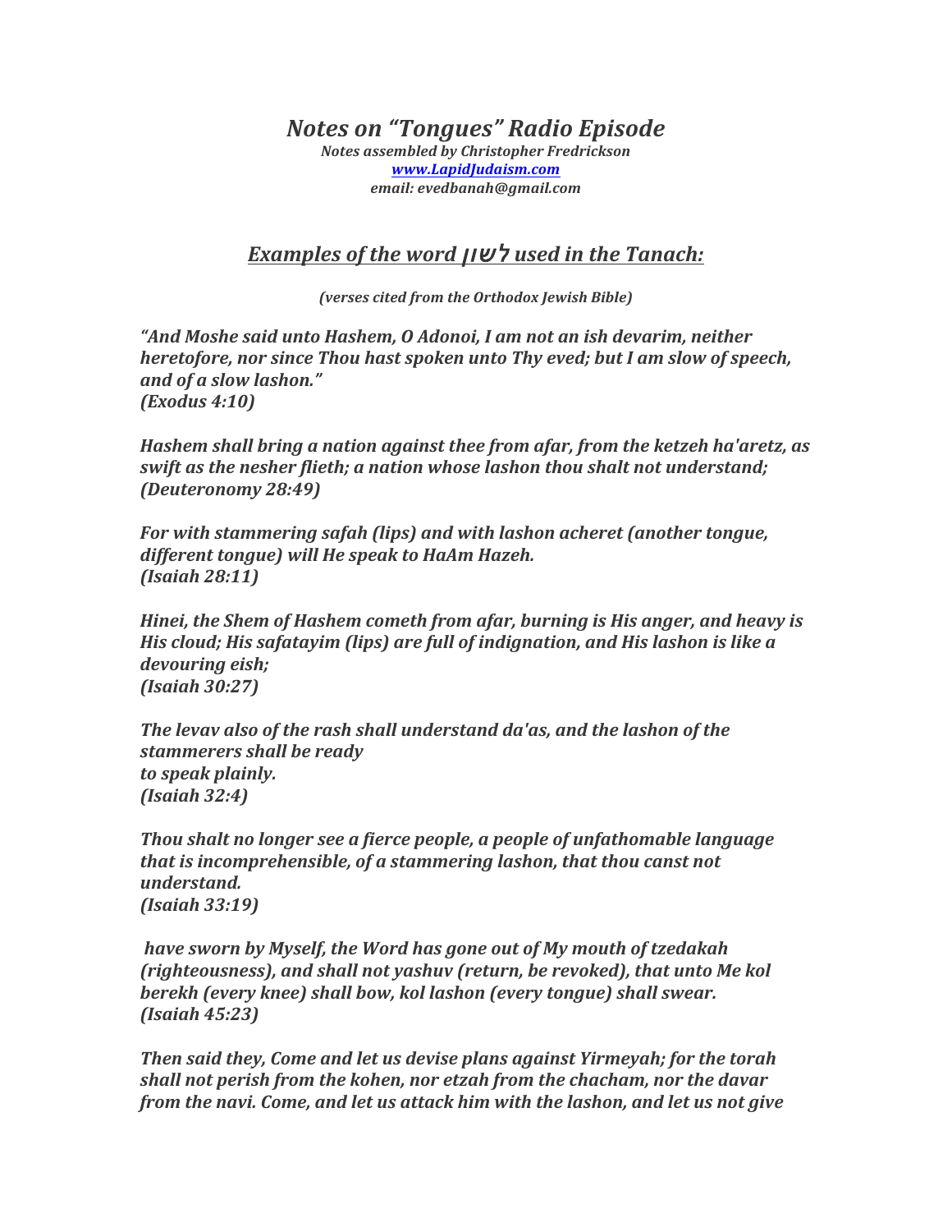# *Notes on "Tongues" Radio Episode*

***Notes assembled by Christopher Fredrickson***
***[www.LapidJudaism.com](http://www.LapidJudaism.com)***
***email: evedbanah@gmail.com***

## ***Examples of the word לשון used in the Tanach:***

***(verses cited from the Orthodox Jewish Bible)***

***"And Moshe said unto Hashem, O Adonoi, I am not an ish devarim, neither heretofore, nor since Thou hast spoken unto Thy eved; but I am slow of speech, and of a slow lashon."***
***(Exodus 4:10)***

***Hashem shall bring a nation against thee from afar, from the ketzeh ha'aretz, as swift as the nesher flieth; a nation whose lashon thou shalt not understand;***
***(Deuteronomy 28:49)***

***For with stammering safah (lips) and with lashon acheret (another tongue, different tongue) will He speak to HaAm Hazeh.***
***(Isaiah 28:11)***

***Hinei, the Shem of Hashem cometh from afar, burning is His anger, and heavy is His cloud; His safatayim (lips) are full of indignation, and His lashon is like a devouring eish;***
***(Isaiah 30:27)***

***The levav also of the rash shall understand da'as, and the lashon of the stammerers shall be ready***
***to speak plainly.***
***(Isaiah 32:4)***

***Thou shalt no longer see a fierce people, a people of unfathomable language that is incomprehensible, of a stammering lashon, that thou canst not understand.***
***(Isaiah 33:19)***

***have sworn by Myself, the Word has gone out of My mouth of tzedakah (righteousness), and shall not yashuv (return, be revoked), that unto Me kol berekh (every knee) shall bow, kol lashon (every tongue) shall swear.***
***(Isaiah 45:23)***

***Then said they, Come and let us devise plans against Yirmeyah; for the torah shall not perish from the kohen, nor etzah from the chacham, nor the davar from the navi. Come, and let us attack him with the lashon, and let us not give***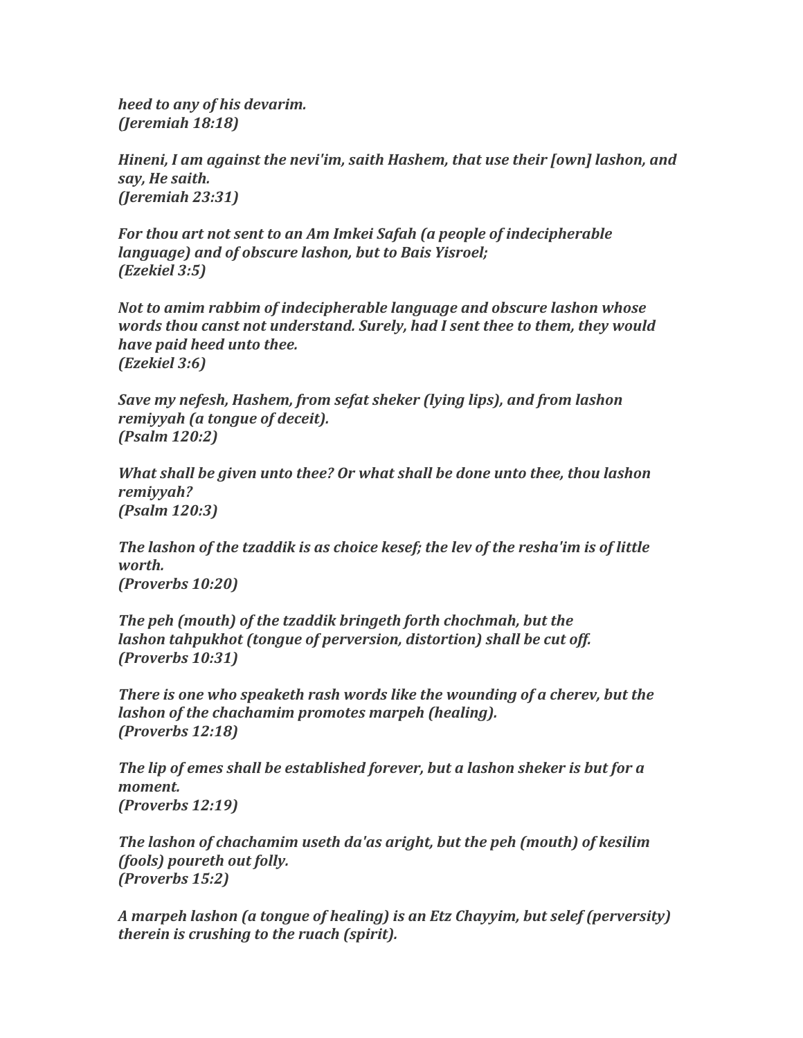*heed to any of his devarim.*
*(Jeremiah 18:18)*

*Hineni, I am against the nevi'im, saith Hashem, that use their [own] lashon, and say, He saith.*
*(Jeremiah 23:31)*

*For thou art not sent to an Am Imkei Safah (a people of indecipherable language) and of obscure lashon, but to Bais Yisroel;*
*(Ezekiel 3:5)*

*Not to amim rabbim of indecipherable language and obscure lashon whose words thou canst not understand. Surely, had I sent thee to them, they would have paid heed unto thee.*
*(Ezekiel 3:6)*

*Save my nefesh, Hashem, from sefat sheker (lying lips), and from lashon remiyyah (a tongue of deceit).*
*(Psalm 120:2)*

*What shall be given unto thee? Or what shall be done unto thee, thou lashon remiyyah?*
*(Psalm 120:3)*

*The lashon of the tzaddik is as choice kesef; the lev of the resha'im is of little worth.*
*(Proverbs 10:20)*

*The peh (mouth) of the tzaddik bringeth forth chochmah, but the lashon tahpukhot (tongue of perversion, distortion) shall be cut off.*
*(Proverbs 10:31)*

*There is one who speaketh rash words like the wounding of a cherev, but the lashon of the chachamim promotes marpeh (healing).*
*(Proverbs 12:18)*

*The lip of emes shall be established forever, but a lashon sheker is but for a moment.*
*(Proverbs 12:19)*

*The lashon of chachamim useth da'as aright, but the peh (mouth) of kesilim (fools) poureth out folly.*
*(Proverbs 15:2)*

*A marpeh lashon (a tongue of healing) is an Etz Chayyim, but selef (perversity) therein is crushing to the ruach (spirit).*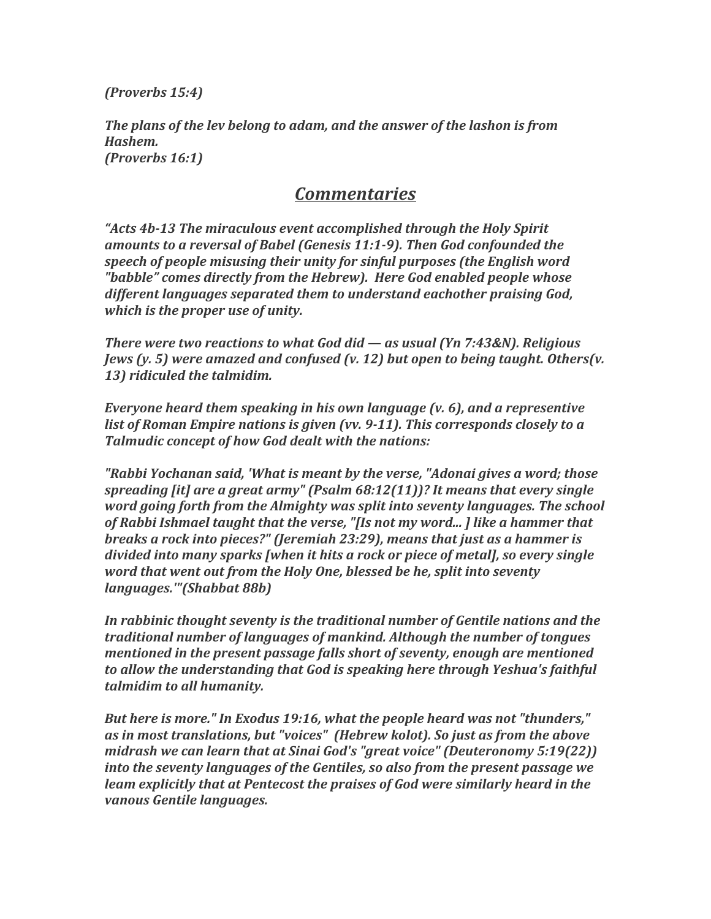*(Proverbs 15:4)*

*The plans of the lev belong to adam, and the answer of the lashon is from Hashem.*
*(Proverbs 16:1)*

## ***Commentaries***

*"Acts 4b-13 The miraculous event accomplished through the Holy Spirit amounts to a reversal of Babel (Genesis 11:1-9). Then God confounded the speech of people misusing their unity for sinful purposes (the English word "babble" comes directly from the Hebrew). Here God enabled people whose different languages separated them to understand eachother praising God, which is the proper use of unity.*

*There were two reactions to what God did — as usual (Yn 7:43&N). Religious Jews (y. 5) were amazed and confused (v. 12) but open to being taught. Others(v. 13) ridiculed the talmidim.*

*Everyone heard them speaking in his own language (v. 6), and a representive list of Roman Empire nations is given (vv. 9-11). This corresponds closely to a Talmudic concept of how God dealt with the nations:*

*"Rabbi Yochanan said, 'What is meant by the verse, "Adonai gives a word; those spreading [it] are a great army" (Psalm 68:12(11))? It means that every single word going forth from the Almighty was split into seventy languages. The school of Rabbi Ishmael taught that the verse, "[Is not my word... ] like a hammer that breaks a rock into pieces?" (Jeremiah 23:29), means that just as a hammer is divided into many sparks [when it hits a rock or piece of metal], so every single word that went out from the Holy One, blessed be he, split into seventy languages.'"(Shabbat 88b)*

*In rabbinic thought seventy is the traditional number of Gentile nations and the traditional number of languages of mankind. Although the number of tongues mentioned in the present passage falls short of seventy, enough are mentioned to allow the understanding that God is speaking here through Yeshua's faithful talmidim to all humanity.*

*But here is more." In Exodus 19:16, what the people heard was not "thunders," as in most translations, but "voices" (Hebrew kolot). So just as from the above midrash we can learn that at Sinai God's "great voice" (Deuteronomy 5:19(22)) into the seventy languages of the Gentiles, so also from the present passage we leam explicitly that at Pentecost the praises of God were similarly heard in the vanous Gentile languages.*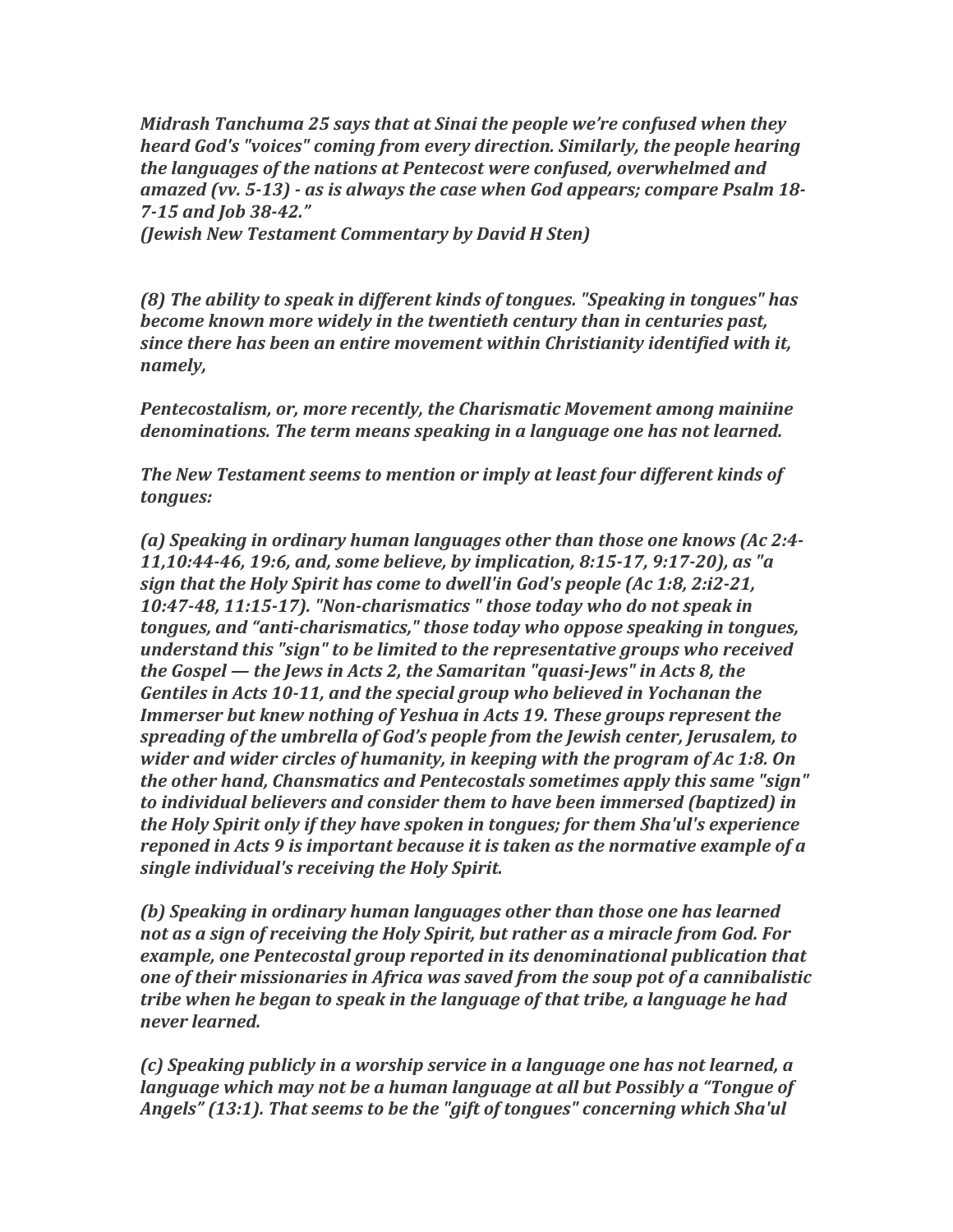*Midrash Tanchuma 25 says that at Sinai the people we're confused when they heard God's "voices" coming from every direction. Similarly, the people hearing the languages of the nations at Pentecost were confused, overwhelmed and amazed (vv. 5-13) - as is always the case when God appears; compare Psalm 18-7-15 and Job 38-42."*
*(Jewish New Testament Commentary by David H Sten)*

*(8) The ability to speak in different kinds of tongues. "Speaking in tongues" has become known more widely in the twentieth century than in centuries past, since there has been an entire movement within Christianity identified with it, namely,*

*Pentecostalism, or, more recently, the Charismatic Movement among mainiine denominations. The term means speaking in a language one has not learned.*

*The New Testament seems to mention or imply at least four different kinds of tongues:*

*(a) Speaking in ordinary human languages other than those one knows (Ac 2:4-11,10:44-46, 19:6, and, some believe, by implication, 8:15-17, 9:17-20), as "a sign that the Holy Spirit has come to dwell'in God's people (Ac 1:8, 2:i2-21, 10:47-48, 11:15-17). "Non-charismatics " those today who do not speak in tongues, and "anti-charismatics," those today who oppose speaking in tongues, understand this "sign" to be limited to the representative groups who received the Gospel — the Jews in Acts 2, the Samaritan "quasi-Jews" in Acts 8, the Gentiles in Acts 10-11, and the special group who believed in Yochanan the Immerser but knew nothing of Yeshua in Acts 19. These groups represent the spreading of the umbrella of God's people from the Jewish center, Jerusalem, to wider and wider circles of humanity, in keeping with the program of Ac 1:8. On the other hand, Chansmatics and Pentecostals sometimes apply this same "sign" to individual believers and consider them to have been immersed (baptized) in the Holy Spirit only if they have spoken in tongues; for them Sha'ul's experience reponed in Acts 9 is important because it is taken as the normative example of a single individual's receiving the Holy Spirit.*

*(b) Speaking in ordinary human languages other than those one has learned not as a sign of receiving the Holy Spirit, but rather as a miracle from God. For example, one Pentecostal group reported in its denominational publication that one of their missionaries in Africa was saved from the soup pot of a cannibalistic tribe when he began to speak in the language of that tribe, a language he had never learned.*

*(c) Speaking publicly in a worship service in a language one has not learned, a language which may not be a human language at all but Possibly a "Tongue of Angels" (13:1). That seems to be the "gift of tongues" concerning which Sha'ul*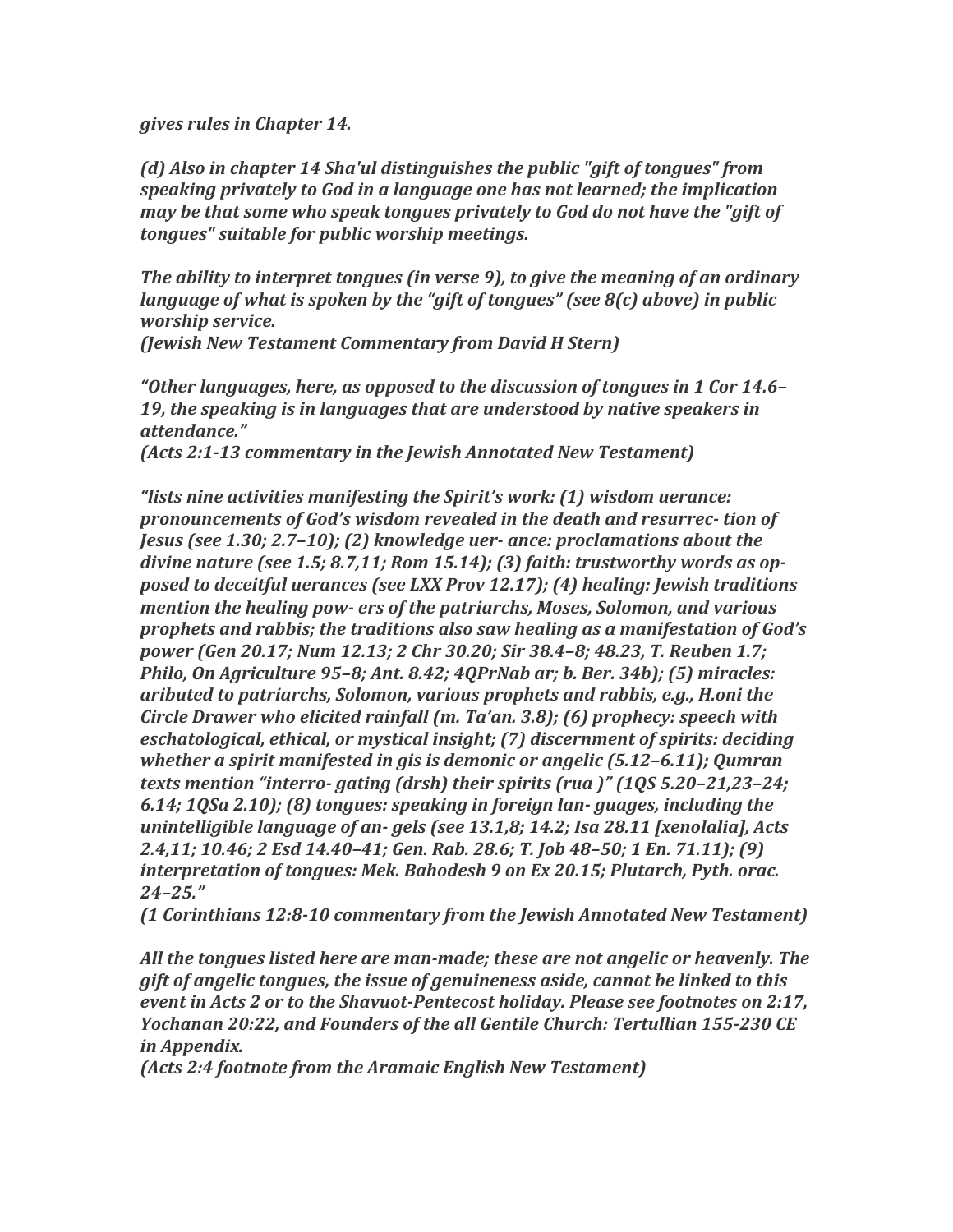*gives rules in Chapter 14.*

*(d) Also in chapter 14 Sha'ul distinguishes the public "gift of tongues" from speaking privately to God in a language one has not learned; the implication may be that some who speak tongues privately to God do not have the "gift of tongues" suitable for public worship meetings.*

*The ability to interpret tongues (in verse 9), to give the meaning of an ordinary language of what is spoken by the "gift of tongues" (see 8(c) above) in public worship service.*
*(Jewish New Testament Commentary from David H Stern)*

*"Other languages, here, as opposed to the discussion of tongues in 1 Cor 14.6–19, the speaking is in languages that are understood by native speakers in attendance."*
*(Acts 2:1-13 commentary in the Jewish Annotated New Testament)*

*"lists nine activities manifesting the Spirit's work: (1) wisdom uerance: pronouncements of God's wisdom revealed in the death and resurrec- tion of Jesus (see 1.30; 2.7–10); (2) knowledge uer- ance: proclamations about the divine nature (see 1.5; 8.7,11; Rom 15.14); (3) faith: trustworthy words as op- posed to deceitful uerances (see LXX Prov 12.17); (4) healing: Jewish traditions mention the healing pow- ers of the patriarchs, Moses, Solomon, and various prophets and rabbis; the traditions also saw healing as a manifestation of God's power (Gen 20.17; Num 12.13; 2 Chr 30.20; Sir 38.4–8; 48.23, T. Reuben 1.7; Philo, On Agriculture 95–8; Ant. 8.42; 4QPrNab ar; b. Ber. 34b); (5) miracles: aributed to patriarchs, Solomon, various prophets and rabbis, e.g., H.oni the Circle Drawer who elicited rainfall (m. Ta'an. 3.8); (6) prophecy: speech with eschatological, ethical, or mystical insight; (7) discernment of spirits: deciding whether a spirit manifested in gis is demonic or angelic (5.12–6.11); Qumran texts mention "interro- gating (drsh) their spirits (rua )" (1QS 5.20–21,23–24; 6.14; 1QSa 2.10); (8) tongues: speaking in foreign lan- guages, including the unintelligible language of an- gels (see 13.1,8; 14.2; Isa 28.11 [xenolalia], Acts 2.4,11; 10.46; 2 Esd 14.40–41; Gen. Rab. 28.6; T. Job 48–50; 1 En. 71.11); (9) interpretation of tongues: Mek. Bahodesh 9 on Ex 20.15; Plutarch, Pyth. orac. 24–25."*
*(1 Corinthians 12:8-10 commentary from the Jewish Annotated New Testament)*

*All the tongues listed here are man-made; these are not angelic or heavenly. The gift of angelic tongues, the issue of genuineness aside, cannot be linked to this event in Acts 2 or to the Shavuot-Pentecost holiday. Please see footnotes on 2:17, Yochanan 20:22, and Founders of the all Gentile Church: Tertullian 155-230 CE in Appendix.*
*(Acts 2:4 footnote from the Aramaic English New Testament)*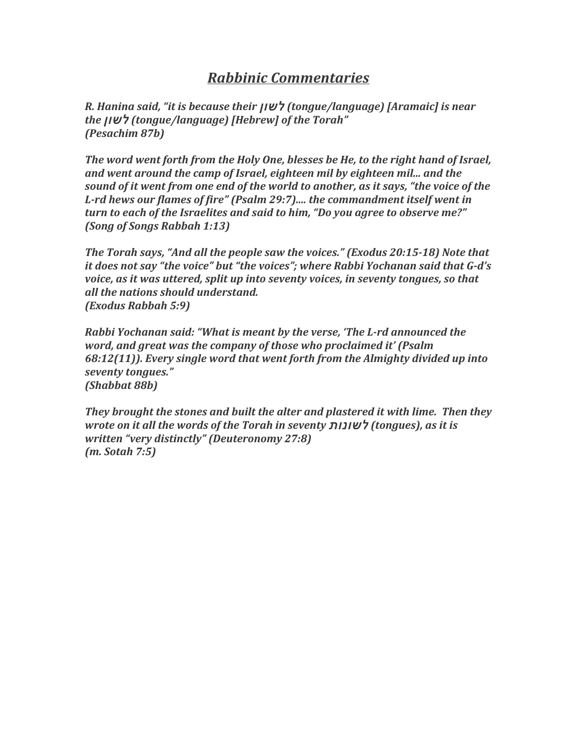# ***Rabbinic Commentaries***

***R. Hanina said, "it is because their לשון (tongue/language) [Aramaic] is near the לשון (tongue/language) [Hebrew] of the Torah" (Pesachim 87b)***

***The word went forth from the Holy One, blesses be He, to the right hand of Israel, and went around the camp of Israel, eighteen mil by eighteen mil... and the sound of it went from one end of the world to another, as it says, "the voice of the L-rd hews our flames of fire" (Psalm 29:7).... the commandment itself went in turn to each of the Israelites and said to him, "Do you agree to observe me?" (Song of Songs Rabbah 1:13)***

***The Torah says, "And all the people saw the voices." (Exodus 20:15-18) Note that it does not say "the voice" but "the voices"; where Rabbi Yochanan said that G-d's voice, as it was uttered, split up into seventy voices, in seventy tongues, so that all the nations should understand. (Exodus Rabbah 5:9)***

***Rabbi Yochanan said: "What is meant by the verse, 'The L-rd announced the word, and great was the company of those who proclaimed it' (Psalm 68:12(11)). Every single word that went forth from the Almighty divided up into seventy tongues." (Shabbat 88b)***

***They brought the stones and built the alter and plastered it with lime. Then they wrote on it all the words of the Torah in seventy לשונות (tongues), as it is written "very distinctly" (Deuteronomy 27:8) (m. Sotah 7:5)***